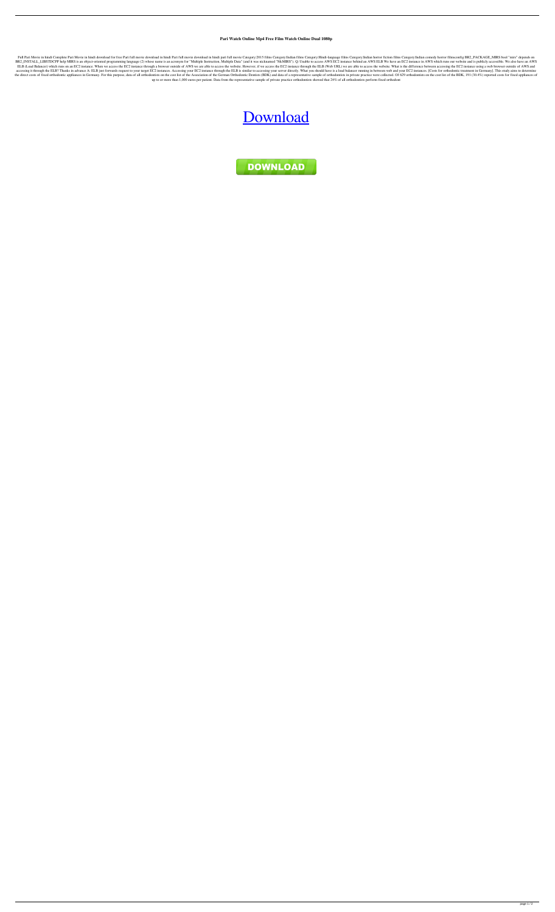# Pari Watch Online Mp4 Free Film Watch Online Dual 1080p

Full Pari Movie in hindi Complete Pari Movie in hindi download for free Pari full movie download in hindi Pari full movie download in hindi pari full movie Category:2015 films Category:Indian films Category:Hindi-language films Category:Indian horror fiction films Category:Indian comedy horror filmsconfig BR2_PACKAGE_MIRS bool "mirs" depends on BR2_INSTALL_LIBSTDCPP help MIRS is an object-oriented programming language (2) whose name is an acronym for "Multiple Instruction, Multiple Data" (and it was nicknamed "McMIRS"). Q: Unable to access AWS EC2 instance behind an AWS ELB We have an EC2 instance in AWS which runs our website and is publicly accessible. We also have an AWS ELB (Load Balancer) which runs on an EC2 instance. When we access the EC2 instance through a browser outside of AWS we are able to access the website. However, if we access the EC2 instance through the ELB (Web URL) we are able to access the website. What is the difference between accessing the EC2 instance using a web browser outside of AWS and accessing it through the ELB? Thanks in advance A: ELB just forwards request to your target EC2 instances. Accessing your EC2 instance through the ELB is similar to accessing your server directly. What you should have is a load balancer running in between web and your EC2 instances. [Costs for orthodontic treatment in Germany]. This study aims to determine the direct costs of fixed orthodontic appliances in Germany. For this purpose, data of all orthodontists on the cost list of the Association of the German Orthodontic Dentists (BDK) and data of a representative sample of orthodontists in private practice were collected. Of 629 orthodontists on the cost list of the BDK, 191 (30.4%) reported costs for fixed appliances of up to or more than 1,000 euros per patient. Data from the representative sample of private practice orthodontists showed that 24% of all orthodontists perform fixed orthodont

Download

DOWNLOAD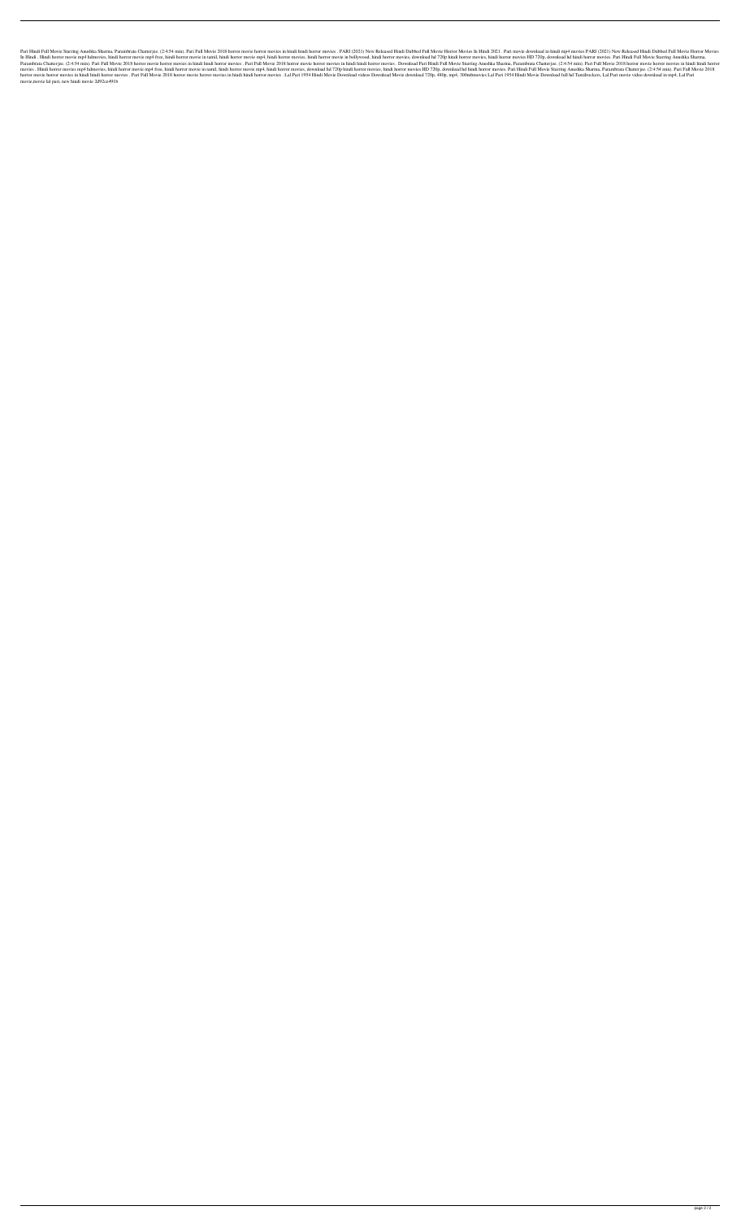Pari Hindi Full Movie Starring Anushka Sharma, Parambrata Chatterjee. (2:4:54 min). Pari Full Movie 2018 horror movie horror movies in hindi hindi horror movies . PARI (2021) New Released Hindi Dubbed Full Movie Horror Movies In Hindi 2021 . Pari movie download in hindi mp4 movies PARI (2021) New Released Hindi Dubbed Full Movie Horror Movies In Hindi . Hindi horror movie mp4 hdmovies, hindi horror movie mp4 free, hindi horror movie in tamil, hindi horror movie mp4, hindi horror movies, hindi horror movie in bollywood, hindi horror movies, download hd 720p hindi horror movies, hindi horror movies HD 720p, download hd hindi horror movies. Pari Hindi Full Movie Starring Anushka Sharma, Parambrata Chatterjee. (2:4:54 min). Pari Full Movie 2018 horror movie horror movies in hindi hindi horror movies . Pari Full Movie 2018 horror movie horror movies in hindi hindi horror movies . Download Pari Hindi Full Movie Starring Anushka Sharma, Parambrata Chatterjee. (2:4:54 min). Pari Full Movie 2018 horror movie horror movies in hindi hindi horror movies . Hindi horror movies mp4 hdmovies, hindi horror movie mp4 free, hindi horror movie in tamil, hindi horror movie mp4, hindi horror movies, download hd 720p hindi horror movies, hindi horror movies HD 720p, download hd hindi horror movies. Pari Hindi Full Movie Starring Anushka Sharma, Parambrata Chatterjee. (2:4:54 min). Pari Full Movie 2018 horror movie horror movies in hindi hindi horror movies . Pari Full Movie 2018 horror movie horror movies in hindi hindi horror movies . Lal Pari 1954 Hindi Movie Download videos Download Movie download 720p, 480p, mp4, 300mbmovies Lal Pari 1954 Hindi Movie Download full hd Tamilrockers, Lal Pari movie video download in mp4, Lal Pari movie,movie lal pari, new hindi movie 2d92ce491b